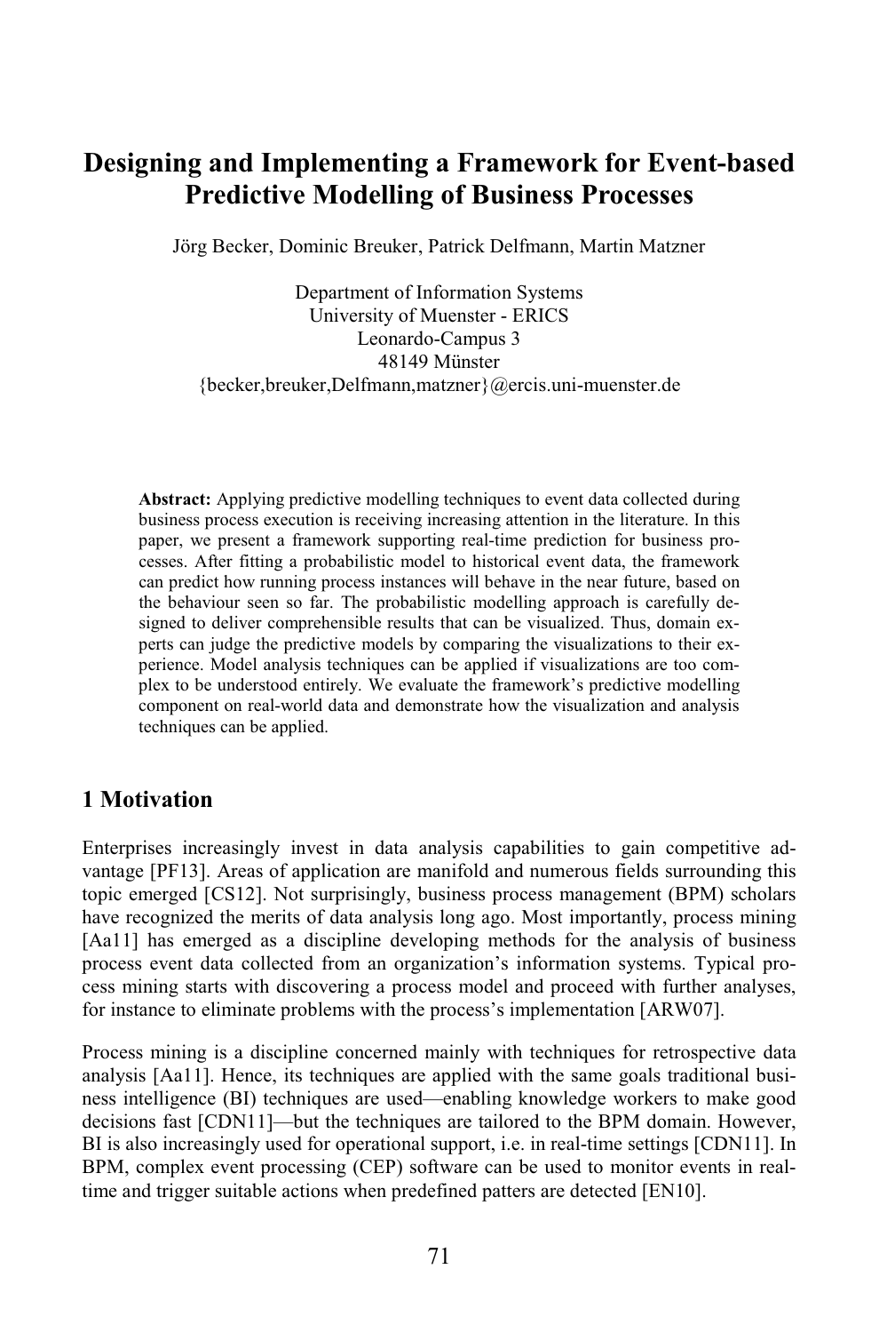# Designing and Implementing a Framework for Event-based Predictive Modelling of Business Processes

Jörg Becker, Dominic Breuker, Patrick Delfmann, Martin Matzner

Department of Information Systems
University of Muenster - ERICS
Leonardo-Campus 3
48149 Münster
{becker,breuker,Delfmann,matzner}@ercis.uni-muenster.de

**Abstract:** Applying predictive modelling techniques to event data collected during business process execution is receiving increasing attention in the literature. In this paper, we present a framework supporting real-time prediction for business processes. After fitting a probabilistic model to historical event data, the framework can predict how running process instances will behave in the near future, based on the behaviour seen so far. The probabilistic modelling approach is carefully designed to deliver comprehensible results that can be visualized. Thus, domain experts can judge the predictive models by comparing the visualizations to their experience. Model analysis techniques can be applied if visualizations are too complex to be understood entirely. We evaluate the framework's predictive modelling component on real-world data and demonstrate how the visualization and analysis techniques can be applied.

## 1 Motivation

Enterprises increasingly invest in data analysis capabilities to gain competitive advantage [PF13]. Areas of application are manifold and numerous fields surrounding this topic emerged [CS12]. Not surprisingly, business process management (BPM) scholars have recognized the merits of data analysis long ago. Most importantly, process mining [Aa11] has emerged as a discipline developing methods for the analysis of business process event data collected from an organization's information systems. Typical process mining starts with discovering a process model and proceed with further analyses, for instance to eliminate problems with the process's implementation [ARW07].

Process mining is a discipline concerned mainly with techniques for retrospective data analysis [Aa11]. Hence, its techniques are applied with the same goals traditional business intelligence (BI) techniques are used—enabling knowledge workers to make good decisions fast [CDN11]—but the techniques are tailored to the BPM domain. However, BI is also increasingly used for operational support, i.e. in real-time settings [CDN11]. In BPM, complex event processing (CEP) software can be used to monitor events in real-time and trigger suitable actions when predefined patters are detected [EN10].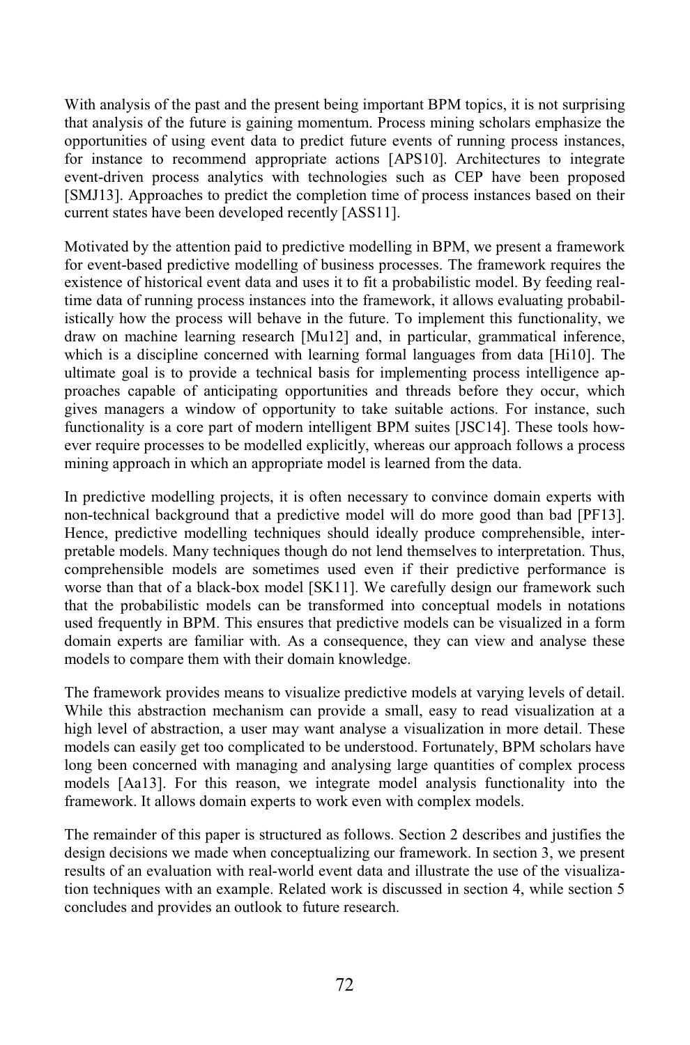With analysis of the past and the present being important BPM topics, it is not surprising that analysis of the future is gaining momentum. Process mining scholars emphasize the opportunities of using event data to predict future events of running process instances, for instance to recommend appropriate actions [APS10]. Architectures to integrate event-driven process analytics with technologies such as CEP have been proposed [SMJ13]. Approaches to predict the completion time of process instances based on their current states have been developed recently [ASS11].

Motivated by the attention paid to predictive modelling in BPM, we present a framework for event-based predictive modelling of business processes. The framework requires the existence of historical event data and uses it to fit a probabilistic model. By feeding real-time data of running process instances into the framework, it allows evaluating probabilistically how the process will behave in the future. To implement this functionality, we draw on machine learning research [Mu12] and, in particular, grammatical inference, which is a discipline concerned with learning formal languages from data [Hi10]. The ultimate goal is to provide a technical basis for implementing process intelligence approaches capable of anticipating opportunities and threads before they occur, which gives managers a window of opportunity to take suitable actions. For instance, such functionality is a core part of modern intelligent BPM suites [JSC14]. These tools however require processes to be modelled explicitly, whereas our approach follows a process mining approach in which an appropriate model is learned from the data.

In predictive modelling projects, it is often necessary to convince domain experts with non-technical background that a predictive model will do more good than bad [PF13]. Hence, predictive modelling techniques should ideally produce comprehensible, interpretable models. Many techniques though do not lend themselves to interpretation. Thus, comprehensible models are sometimes used even if their predictive performance is worse than that of a black-box model [SK11]. We carefully design our framework such that the probabilistic models can be transformed into conceptual models in notations used frequently in BPM. This ensures that predictive models can be visualized in a form domain experts are familiar with. As a consequence, they can view and analyse these models to compare them with their domain knowledge.

The framework provides means to visualize predictive models at varying levels of detail. While this abstraction mechanism can provide a small, easy to read visualization at a high level of abstraction, a user may want analyse a visualization in more detail. These models can easily get too complicated to be understood. Fortunately, BPM scholars have long been concerned with managing and analysing large quantities of complex process models [Aa13]. For this reason, we integrate model analysis functionality into the framework. It allows domain experts to work even with complex models.

The remainder of this paper is structured as follows. Section 2 describes and justifies the design decisions we made when conceptualizing our framework. In section 3, we present results of an evaluation with real-world event data and illustrate the use of the visualization techniques with an example. Related work is discussed in section 4, while section 5 concludes and provides an outlook to future research.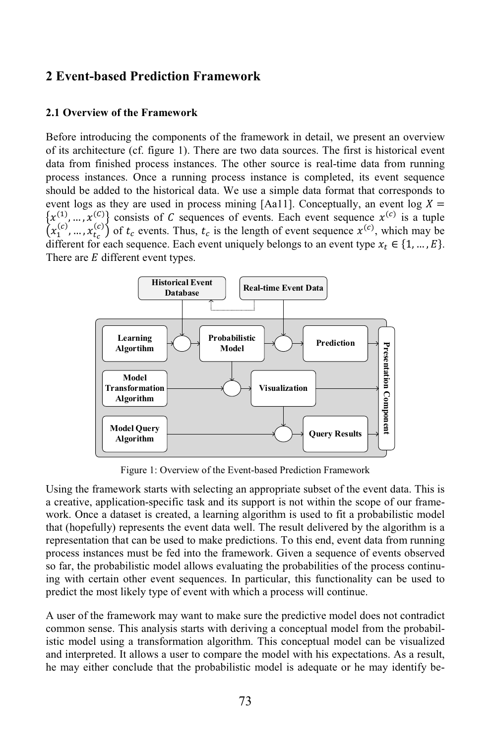## 2 Event-based Prediction Framework

### 2.1 Overview of the Framework

Before introducing the components of the framework in detail, we present an overview of its architecture (cf. figure 1). There are two data sources. The first is historical event data from finished process instances. The other source is real-time data from running process instances. Once a running process instance is completed, its event sequence should be added to the historical data. We use a simple data format that corresponds to event logs as they are used in process mining [Aa11]. Conceptually, an event log $X = \{x^{(1)}, \ldots, x^{(C)}\}$ consists of $C$ sequences of events. Each event sequence $x^{(c)}$ is a tuple $\left(x_1^{(c)}, \ldots, x_{t_c}^{(c)}\right)$ of $t_c$ events. Thus, $t_c$ is the length of event sequence $x^{(c)}$, which may be different for each sequence. Each event uniquely belongs to an event type $x_t \in \{1, \ldots, E\}$. There are $E$ different event types.

Figure 1: Overview of the Event-based Prediction Framework

Using the framework starts with selecting an appropriate subset of the event data. This is a creative, application-specific task and its support is not within the scope of our framework. Once a dataset is created, a learning algorithm is used to fit a probabilistic model that (hopefully) represents the event data well. The result delivered by the algorithm is a representation that can be used to make predictions. To this end, event data from running process instances must be fed into the framework. Given a sequence of events observed so far, the probabilistic model allows evaluating the probabilities of the process continuing with certain other event sequences. In particular, this functionality can be used to predict the most likely type of event with which a process will continue.

A user of the framework may want to make sure the predictive model does not contradict common sense. This analysis starts with deriving a conceptual model from the probabilistic model using a transformation algorithm. This conceptual model can be visualized and interpreted. It allows a user to compare the model with his expectations. As a result, he may either conclude that the probabilistic model is adequate or he may identify be-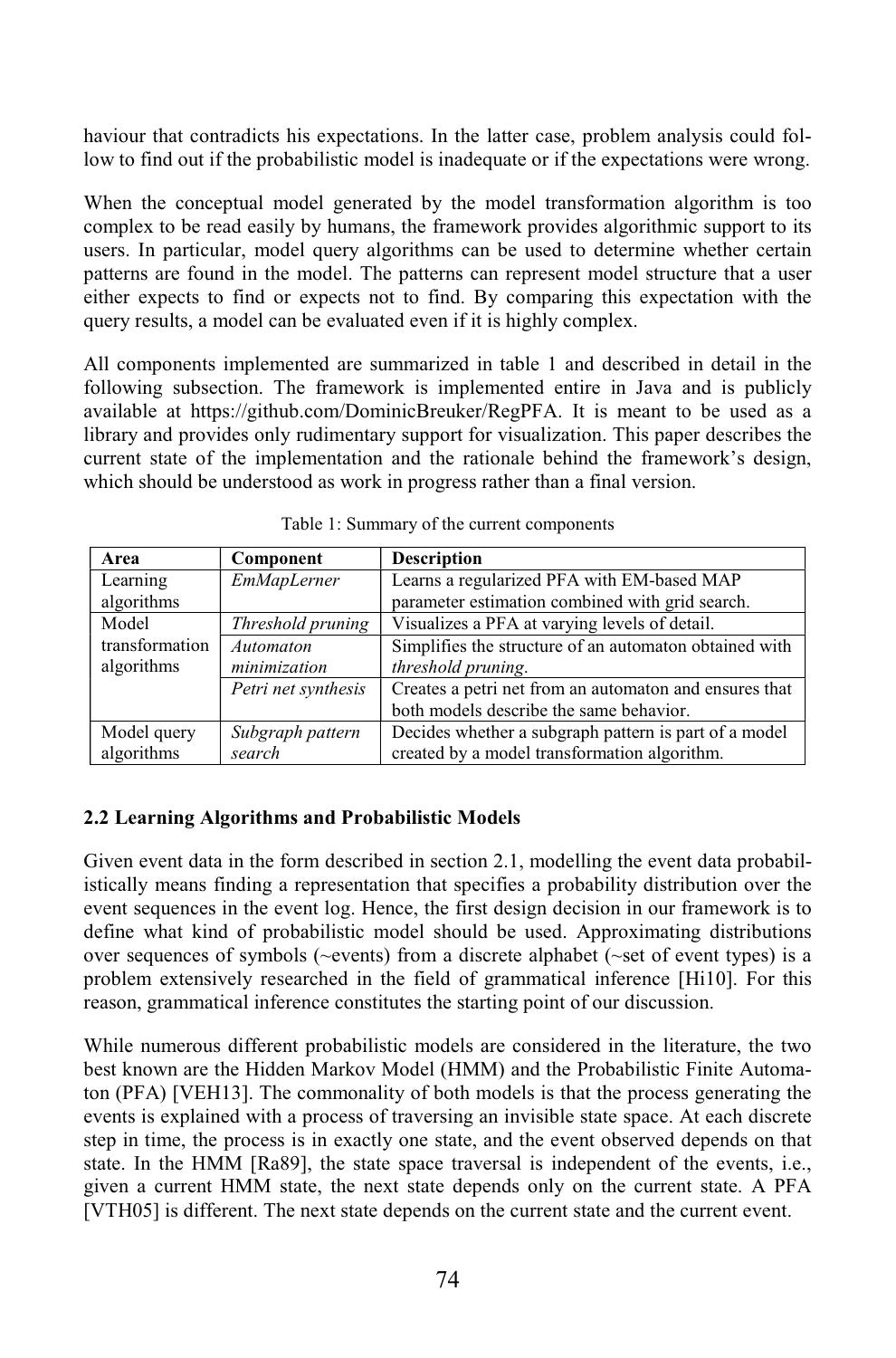haviour that contradicts his expectations. In the latter case, problem analysis could follow to find out if the probabilistic model is inadequate or if the expectations were wrong.

When the conceptual model generated by the model transformation algorithm is too complex to be read easily by humans, the framework provides algorithmic support to its users. In particular, model query algorithms can be used to determine whether certain patterns are found in the model. The patterns can represent model structure that a user either expects to find or expects not to find. By comparing this expectation with the query results, a model can be evaluated even if it is highly complex.

All components implemented are summarized in table 1 and described in detail in the following subsection. The framework is implemented entire in Java and is publicly available at https://github.com/DominicBreuker/RegPFA. It is meant to be used as a library and provides only rudimentary support for visualization. This paper describes the current state of the implementation and the rationale behind the framework's design, which should be understood as work in progress rather than a final version.

Table 1: Summary of the current components

| Area | Component | Description |
|---|---|---|
| Learning algorithms | *EmMapLerner* | Learns a regularized PFA with EM-based MAP parameter estimation combined with grid search. |
| Model transformation algorithms | *Threshold pruning* | Visualizes a PFA at varying levels of detail. |
| | *Automaton minimization* | Simplifies the structure of an automaton obtained with *threshold pruning*. |
| | *Petri net synthesis* | Creates a petri net from an automaton and ensures that both models describe the same behavior. |
| Model query algorithms | *Subgraph pattern search* | Decides whether a subgraph pattern is part of a model created by a model transformation algorithm. |

### 2.2 Learning Algorithms and Probabilistic Models

Given event data in the form described in section 2.1, modelling the event data probabilistically means finding a representation that specifies a probability distribution over the event sequences in the event log. Hence, the first design decision in our framework is to define what kind of probabilistic model should be used. Approximating distributions over sequences of symbols (~events) from a discrete alphabet (~set of event types) is a problem extensively researched in the field of grammatical inference [Hi10]. For this reason, grammatical inference constitutes the starting point of our discussion.

While numerous different probabilistic models are considered in the literature, the two best known are the Hidden Markov Model (HMM) and the Probabilistic Finite Automaton (PFA) [VEH13]. The commonality of both models is that the process generating the events is explained with a process of traversing an invisible state space. At each discrete step in time, the process is in exactly one state, and the event observed depends on that state. In the HMM [Ra89], the state space traversal is independent of the events, i.e., given a current HMM state, the next state depends only on the current state. A PFA [VTH05] is different. The next state depends on the current state and the current event.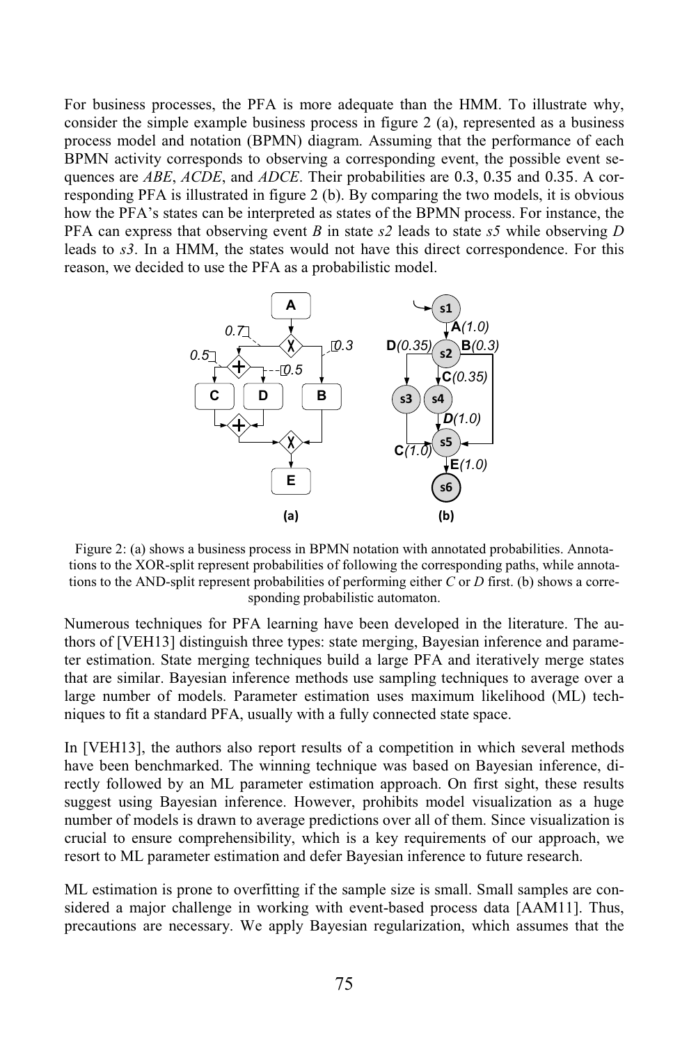For business processes, the PFA is more adequate than the HMM. To illustrate why, consider the simple example business process in figure 2 (a), represented as a business process model and notation (BPMN) diagram. Assuming that the performance of each BPMN activity corresponds to observing a corresponding event, the possible event sequences are *ABE*, *ACDE*, and *ADCE*. Their probabilities are 0.3, 0.35 and 0.35. A corresponding PFA is illustrated in figure 2 (b). By comparing the two models, it is obvious how the PFA's states can be interpreted as states of the BPMN process. For instance, the PFA can express that observing event *B* in state *s2* leads to state *s5* while observing *D* leads to *s3*. In a HMM, the states would not have this direct correspondence. For this reason, we decided to use the PFA as a probabilistic model.

Figure 2: (a) shows a business process in BPMN notation with annotated probabilities. Annotations to the XOR-split represent probabilities of following the corresponding paths, while annotations to the AND-split represent probabilities of performing either *C* or *D* first. (b) shows a corresponding probabilistic automaton.

Numerous techniques for PFA learning have been developed in the literature. The authors of [VEH13] distinguish three types: state merging, Bayesian inference and parameter estimation. State merging techniques build a large PFA and iteratively merge states that are similar. Bayesian inference methods use sampling techniques to average over a large number of models. Parameter estimation uses maximum likelihood (ML) techniques to fit a standard PFA, usually with a fully connected state space.

In [VEH13], the authors also report results of a competition in which several methods have been benchmarked. The winning technique was based on Bayesian inference, directly followed by an ML parameter estimation approach. On first sight, these results suggest using Bayesian inference. However, prohibits model visualization as a huge number of models is drawn to average predictions over all of them. Since visualization is crucial to ensure comprehensibility, which is a key requirements of our approach, we resort to ML parameter estimation and defer Bayesian inference to future research.

ML estimation is prone to overfitting if the sample size is small. Small samples are considered a major challenge in working with event-based process data [AAM11]. Thus, precautions are necessary. We apply Bayesian regularization, which assumes that the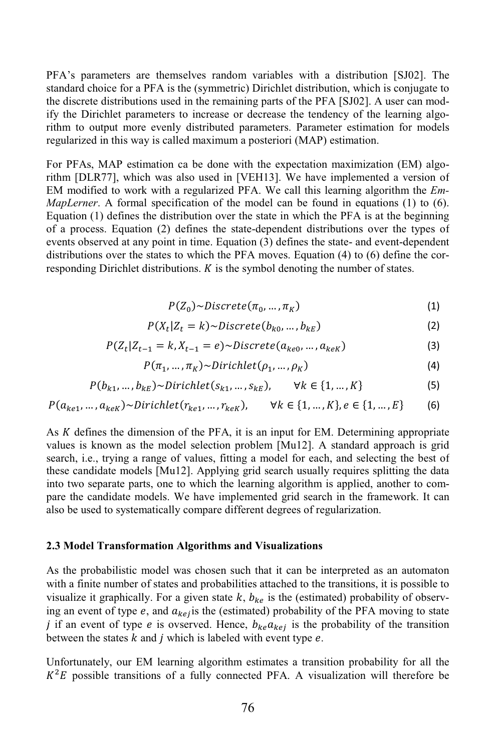PFA's parameters are themselves random variables with a distribution [SJ02]. The standard choice for a PFA is the (symmetric) Dirichlet distribution, which is conjugate to the discrete distributions used in the remaining parts of the PFA [SJ02]. A user can modify the Dirichlet parameters to increase or decrease the tendency of the learning algorithm to output more evenly distributed parameters. Parameter estimation for models regularized in this way is called maximum a posteriori (MAP) estimation.

For PFAs, MAP estimation ca be done with the expectation maximization (EM) algorithm [DLR77], which was also used in [VEH13]. We have implemented a version of EM modified to work with a regularized PFA. We call this learning algorithm the *EmMapLerner*. A formal specification of the model can be found in equations (1) to (6). Equation (1) defines the distribution over the state in which the PFA is at the beginning of a process. Equation (2) defines the state-dependent distributions over the types of events observed at any point in time. Equation (3) defines the state- and event-dependent distributions over the states to which the PFA moves. Equation (4) to (6) define the corresponding Dirichlet distributions. $K$ is the symbol denoting the number of states.

$$P(Z_0) \sim Discrete(\pi_0, \dots, \pi_K) \tag{1}$$

$$P(X_t | Z_t = k) \sim Discrete(b_{k0}, \dots, b_{kE}) \tag{2}$$

$$P(Z_t | Z_{t-1} = k, X_{t-1} = e) \sim Discrete(a_{ke0}, \dots, a_{keK}) \tag{3}$$

$$P(\pi_1, \dots, \pi_K) \sim Dirichlet(\rho_1, \dots, \rho_K) \tag{4}$$

$$P(b_{k1}, \dots, b_{kE}) \sim Dirichlet(s_{k1}, \dots, s_{kE}), \qquad \forall k \in \{1, \dots, K\} \tag{5}$$

$$P(a_{ke1}, \dots, a_{keK}) \sim Dirichlet(r_{ke1}, \dots, r_{keK}), \qquad \forall k \in \{1, \dots, K\}, e \in \{1, \dots, E\} \tag{6}$$

As $K$ defines the dimension of the PFA, it is an input for EM. Determining appropriate values is known as the model selection problem [Mu12]. A standard approach is grid search, i.e., trying a range of values, fitting a model for each, and selecting the best of these candidate models [Mu12]. Applying grid search usually requires splitting the data into two separate parts, one to which the learning algorithm is applied, another to compare the candidate models. We have implemented grid search in the framework. It can also be used to systematically compare different degrees of regularization.

### 2.3 Model Transformation Algorithms and Visualizations

As the probabilistic model was chosen such that it can be interpreted as an automaton with a finite number of states and probabilities attached to the transitions, it is possible to visualize it graphically. For a given state $k$, $b_{ke}$ is the (estimated) probability of observing an event of type $e$, and $a_{kej}$ is the (estimated) probability of the PFA moving to state $j$ if an event of type $e$ is ovserved. Hence, $b_{ke}a_{kej}$ is the probability of the transition between the states $k$ and $j$ which is labeled with event type $e$.

Unfortunately, our EM learning algorithm estimates a transition probability for all the $K^2E$ possible transitions of a fully connected PFA. A visualization will therefore be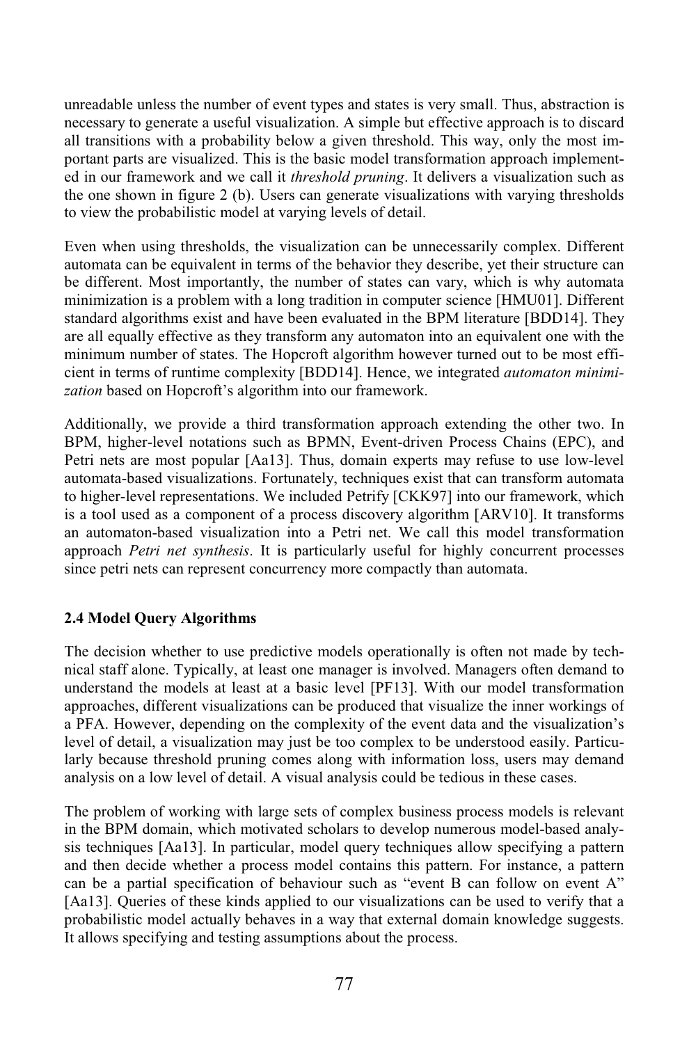unreadable unless the number of event types and states is very small. Thus, abstraction is necessary to generate a useful visualization. A simple but effective approach is to discard all transitions with a probability below a given threshold. This way, only the most important parts are visualized. This is the basic model transformation approach implemented in our framework and we call it *threshold pruning*. It delivers a visualization such as the one shown in figure 2 (b). Users can generate visualizations with varying thresholds to view the probabilistic model at varying levels of detail.

Even when using thresholds, the visualization can be unnecessarily complex. Different automata can be equivalent in terms of the behavior they describe, yet their structure can be different. Most importantly, the number of states can vary, which is why automata minimization is a problem with a long tradition in computer science [HMU01]. Different standard algorithms exist and have been evaluated in the BPM literature [BDD14]. They are all equally effective as they transform any automaton into an equivalent one with the minimum number of states. The Hopcroft algorithm however turned out to be most efficient in terms of runtime complexity [BDD14]. Hence, we integrated *automaton minimization* based on Hopcroft's algorithm into our framework.

Additionally, we provide a third transformation approach extending the other two. In BPM, higher-level notations such as BPMN, Event-driven Process Chains (EPC), and Petri nets are most popular [Aa13]. Thus, domain experts may refuse to use low-level automata-based visualizations. Fortunately, techniques exist that can transform automata to higher-level representations. We included Petrify [CKK97] into our framework, which is a tool used as a component of a process discovery algorithm [ARV10]. It transforms an automaton-based visualization into a Petri net. We call this model transformation approach *Petri net synthesis*. It is particularly useful for highly concurrent processes since petri nets can represent concurrency more compactly than automata.

### 2.4 Model Query Algorithms

The decision whether to use predictive models operationally is often not made by technical staff alone. Typically, at least one manager is involved. Managers often demand to understand the models at least at a basic level [PF13]. With our model transformation approaches, different visualizations can be produced that visualize the inner workings of a PFA. However, depending on the complexity of the event data and the visualization's level of detail, a visualization may just be too complex to be understood easily. Particularly because threshold pruning comes along with information loss, users may demand analysis on a low level of detail. A visual analysis could be tedious in these cases.

The problem of working with large sets of complex business process models is relevant in the BPM domain, which motivated scholars to develop numerous model-based analysis techniques [Aa13]. In particular, model query techniques allow specifying a pattern and then decide whether a process model contains this pattern. For instance, a pattern can be a partial specification of behaviour such as "event B can follow on event A" [Aa13]. Queries of these kinds applied to our visualizations can be used to verify that a probabilistic model actually behaves in a way that external domain knowledge suggests. It allows specifying and testing assumptions about the process.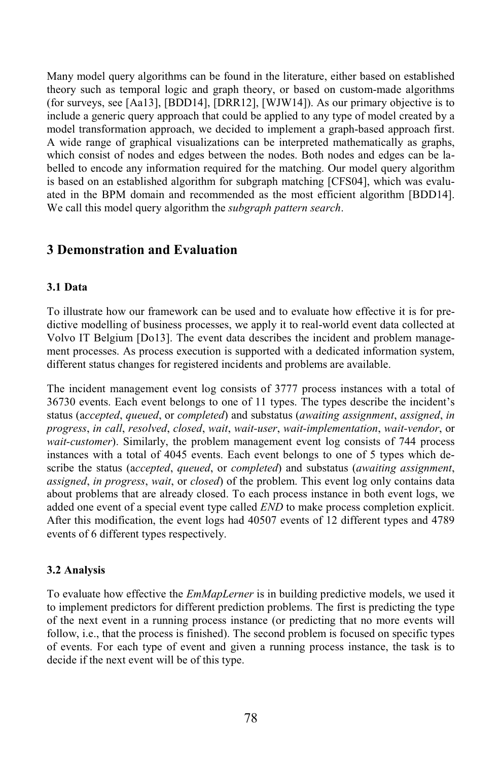Many model query algorithms can be found in the literature, either based on established theory such as temporal logic and graph theory, or based on custom-made algorithms (for surveys, see [Aa13], [BDD14], [DRR12], [WJW14]). As our primary objective is to include a generic query approach that could be applied to any type of model created by a model transformation approach, we decided to implement a graph-based approach first. A wide range of graphical visualizations can be interpreted mathematically as graphs, which consist of nodes and edges between the nodes. Both nodes and edges can be labelled to encode any information required for the matching. Our model query algorithm is based on an established algorithm for subgraph matching [CFS04], which was evaluated in the BPM domain and recommended as the most efficient algorithm [BDD14]. We call this model query algorithm the *subgraph pattern search*.

## 3 Demonstration and Evaluation

### 3.1 Data

To illustrate how our framework can be used and to evaluate how effective it is for predictive modelling of business processes, we apply it to real-world event data collected at Volvo IT Belgium [Do13]. The event data describes the incident and problem management processes. As process execution is supported with a dedicated information system, different status changes for registered incidents and problems are available.

The incident management event log consists of 3777 process instances with a total of 36730 events. Each event belongs to one of 11 types. The types describe the incident's status (a*ccepted*, *queued*, or *completed*) and substatus (*awaiting assignment*, *assigned*, *in progress*, *in call*, *resolved*, *closed*, *wait*, *wait-user*, *wait-implementation*, *wait-vendor*, or *wait-customer*). Similarly, the problem management event log consists of 744 process instances with a total of 4045 events. Each event belongs to one of 5 types which describe the status (a*ccepted*, *queued*, or *completed*) and substatus (*awaiting assignment*, *assigned*, *in progress*, *wait*, or *closed*) of the problem. This event log only contains data about problems that are already closed. To each process instance in both event logs, we added one event of a special event type called *END* to make process completion explicit. After this modification, the event logs had 40507 events of 12 different types and 4789 events of 6 different types respectively.

### 3.2 Analysis

To evaluate how effective the *EmMapLerner* is in building predictive models, we used it to implement predictors for different prediction problems. The first is predicting the type of the next event in a running process instance (or predicting that no more events will follow, i.e., that the process is finished). The second problem is focused on specific types of events. For each type of event and given a running process instance, the task is to decide if the next event will be of this type.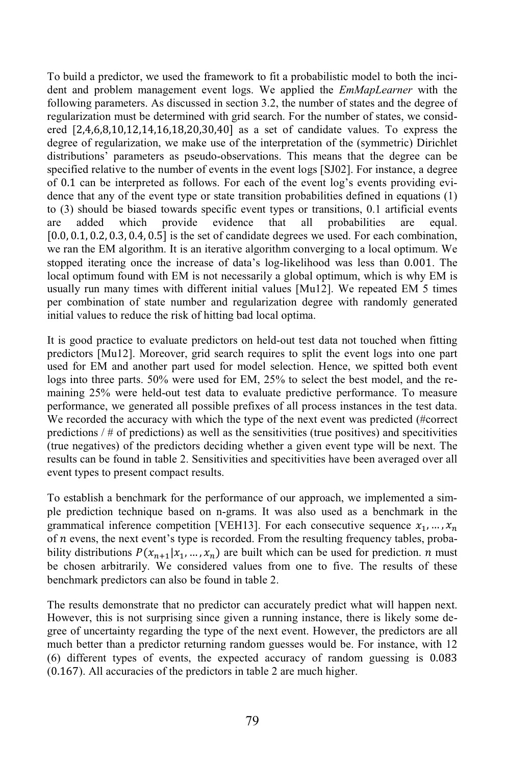To build a predictor, we used the framework to fit a probabilistic model to both the incident and problem management event logs. We applied the *EmMapLearner* with the following parameters. As discussed in section 3.2, the number of states and the degree of regularization must be determined with grid search. For the number of states, we considered $[2,4,6,8,10,12,14,16,18,20,30,40]$ as a set of candidate values. To express the degree of regularization, we make use of the interpretation of the (symmetric) Dirichlet distributions' parameters as pseudo-observations. This means that the degree can be specified relative to the number of events in the event logs [SJ02]. For instance, a degree of 0.1 can be interpreted as follows. For each of the event log's events providing evidence that any of the event type or state transition probabilities defined in equations (1) to (3) should be biased towards specific event types or transitions, 0.1 artificial events are added which provide evidence that all probabilities are equal. $[0.0, 0.1, 0.2, 0.3, 0.4, 0.5]$ is the set of candidate degrees we used. For each combination, we ran the EM algorithm. It is an iterative algorithm converging to a local optimum. We stopped iterating once the increase of data's log-likelihood was less than 0.001. The local optimum found with EM is not necessarily a global optimum, which is why EM is usually run many times with different initial values [Mu12]. We repeated EM 5 times per combination of state number and regularization degree with randomly generated initial values to reduce the risk of hitting bad local optima.

It is good practice to evaluate predictors on held-out test data not touched when fitting predictors [Mu12]. Moreover, grid search requires to split the event logs into one part used for EM and another part used for model selection. Hence, we spitted both event logs into three parts. 50% were used for EM, 25% to select the best model, and the remaining 25% were held-out test data to evaluate predictive performance. To measure performance, we generated all possible prefixes of all process instances in the test data. We recorded the accuracy with which the type of the next event was predicted (#correct predictions / # of predictions) as well as the sensitivities (true positives) and specitivities (true negatives) of the predictors deciding whether a given event type will be next. The results can be found in table 2. Sensitivities and specitivities have been averaged over all event types to present compact results.

To establish a benchmark for the performance of our approach, we implemented a simple prediction technique based on n-grams. It was also used as a benchmark in the grammatical inference competition [VEH13]. For each consecutive sequence $x_1, \ldots, x_n$ of $n$ evens, the next event's type is recorded. From the resulting frequency tables, probability distributions $P(x_{n+1}|x_1, \ldots, x_n)$ are built which can be used for prediction. $n$ must be chosen arbitrarily. We considered values from one to five. The results of these benchmark predictors can also be found in table 2.

The results demonstrate that no predictor can accurately predict what will happen next. However, this is not surprising since given a running instance, there is likely some degree of uncertainty regarding the type of the next event. However, the predictors are all much better than a predictor returning random guesses would be. For instance, with 12 (6) different types of events, the expected accuracy of random guessing is 0.083 (0.167). All accuracies of the predictors in table 2 are much higher.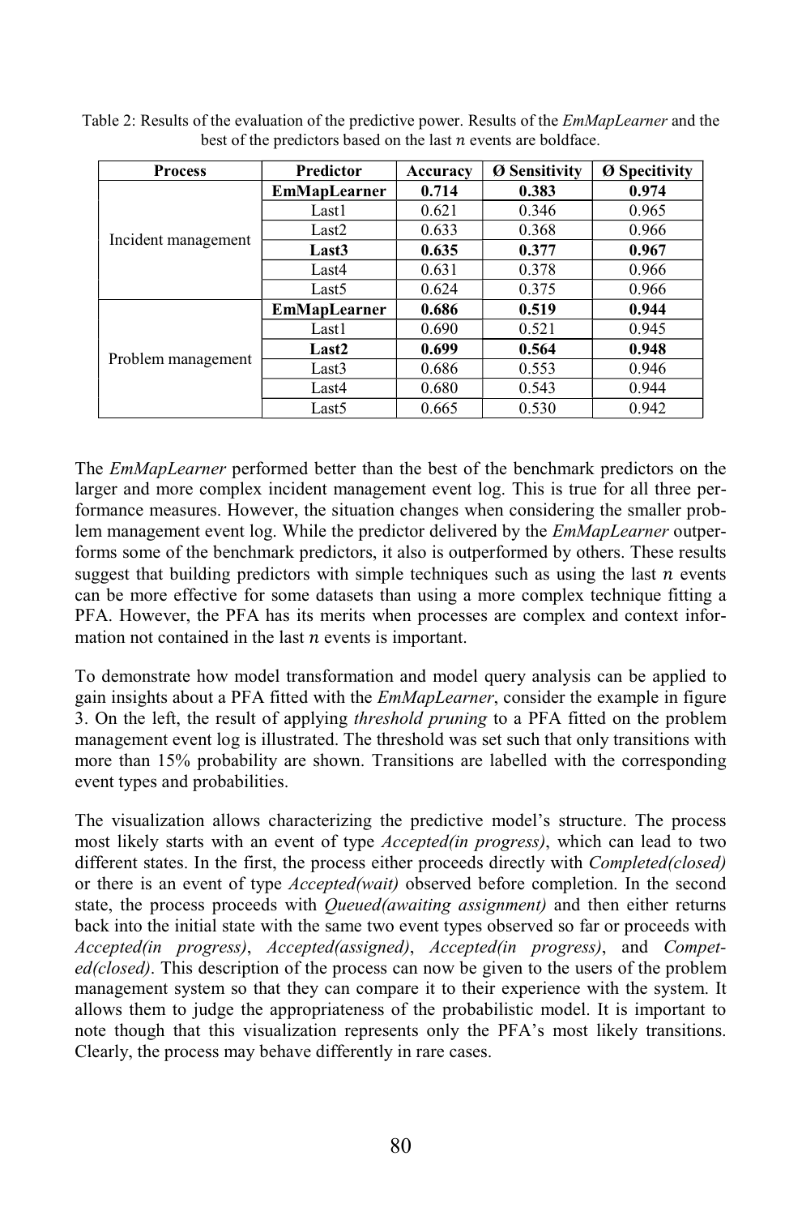Table 2: Results of the evaluation of the predictive power. Results of the *EmMapLearner* and the best of the predictors based on the last $n$ events are boldface.

| Process | Predictor | Accuracy | Ø Sensitivity | Ø Specitivity |
|---|---|---|---|---|
| Incident management | **EmMapLearner** | **0.714** | **0.383** | **0.974** |
| | Last1 | 0.621 | 0.346 | 0.965 |
| | Last2 | 0.633 | 0.368 | 0.966 |
| | **Last3** | **0.635** | **0.377** | **0.967** |
| | Last4 | 0.631 | 0.378 | 0.966 |
| | Last5 | 0.624 | 0.375 | 0.966 |
| Problem management | **EmMapLearner** | **0.686** | **0.519** | **0.944** |
| | Last1 | 0.690 | 0.521 | 0.945 |
| | **Last2** | **0.699** | **0.564** | **0.948** |
| | Last3 | 0.686 | 0.553 | 0.946 |
| | Last4 | 0.680 | 0.543 | 0.944 |
| | Last5 | 0.665 | 0.530 | 0.942 |

The *EmMapLearner* performed better than the best of the benchmark predictors on the larger and more complex incident management event log. This is true for all three performance measures. However, the situation changes when considering the smaller problem management event log. While the predictor delivered by the *EmMapLearner* outperforms some of the benchmark predictors, it also is outperformed by others. These results suggest that building predictors with simple techniques such as using the last $n$ events can be more effective for some datasets than using a more complex technique fitting a PFA. However, the PFA has its merits when processes are complex and context information not contained in the last $n$ events is important.

To demonstrate how model transformation and model query analysis can be applied to gain insights about a PFA fitted with the *EmMapLearner*, consider the example in figure 3. On the left, the result of applying *threshold pruning* to a PFA fitted on the problem management event log is illustrated. The threshold was set such that only transitions with more than 15% probability are shown. Transitions are labelled with the corresponding event types and probabilities.

The visualization allows characterizing the predictive model's structure. The process most likely starts with an event of type *Accepted(in progress)*, which can lead to two different states. In the first, the process either proceeds directly with *Completed(closed)* or there is an event of type *Accepted(wait)* observed before completion. In the second state, the process proceeds with *Queued(awaiting assignment)* and then either returns back into the initial state with the same two event types observed so far or proceeds with *Accepted(in progress)*, *Accepted(assigned)*, *Accepted(in progress)*, and *Competed(closed)*. This description of the process can now be given to the users of the problem management system so that they can compare it to their experience with the system. It allows them to judge the appropriateness of the probabilistic model. It is important to note though that this visualization represents only the PFA's most likely transitions. Clearly, the process may behave differently in rare cases.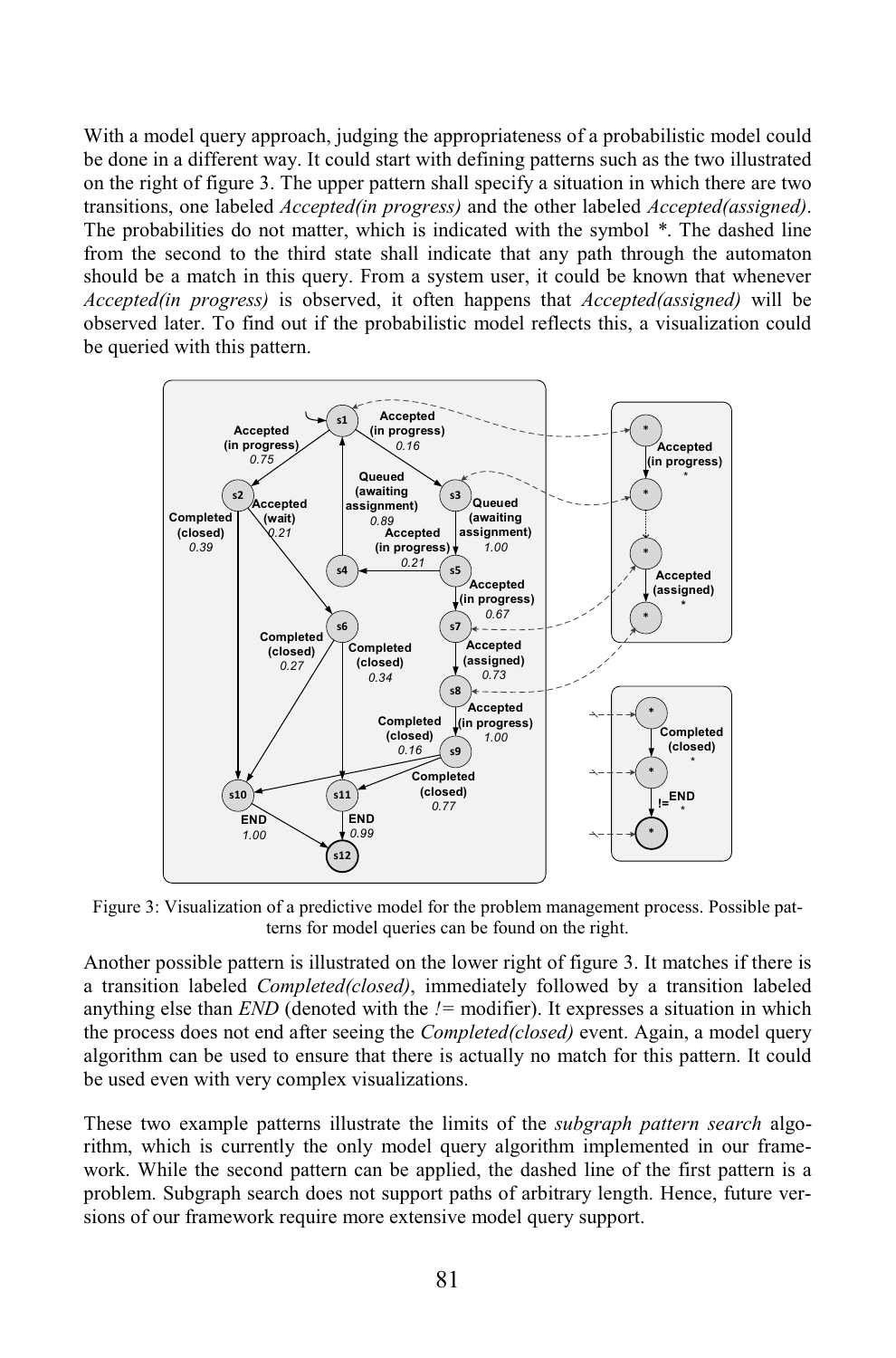With a model query approach, judging the appropriateness of a probabilistic model could be done in a different way. It could start with defining patterns such as the two illustrated on the right of figure 3. The upper pattern shall specify a situation in which there are two transitions, one labeled *Accepted(in progress)* and the other labeled *Accepted(assigned)*. The probabilities do not matter, which is indicated with the symbol *. The dashed line from the second to the third state shall indicate that any path through the automaton should be a match in this query. From a system user, it could be known that whenever *Accepted(in progress)* is observed, it often happens that *Accepted(assigned)* will be observed later. To find out if the probabilistic model reflects this, a visualization could be queried with this pattern.

Figure 3: Visualization of a predictive model for the problem management process. Possible patterns for model queries can be found on the right.

Another possible pattern is illustrated on the lower right of figure 3. It matches if there is a transition labeled *Completed(closed)*, immediately followed by a transition labeled anything else than *END* (denoted with the *!=* modifier). It expresses a situation in which the process does not end after seeing the *Completed(closed)* event. Again, a model query algorithm can be used to ensure that there is actually no match for this pattern. It could be used even with very complex visualizations.

These two example patterns illustrate the limits of the *subgraph pattern search* algorithm, which is currently the only model query algorithm implemented in our framework. While the second pattern can be applied, the dashed line of the first pattern is a problem. Subgraph search does not support paths of arbitrary length. Hence, future versions of our framework require more extensive model query support.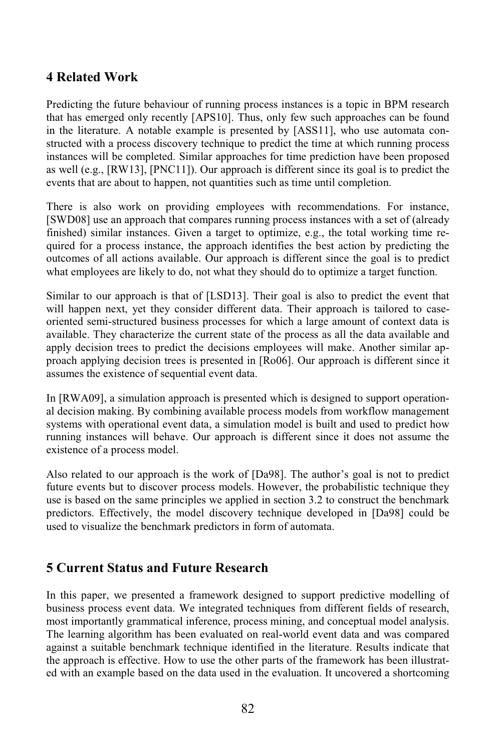## 4 Related Work

Predicting the future behaviour of running process instances is a topic in BPM research that has emerged only recently [APS10]. Thus, only few such approaches can be found in the literature. A notable example is presented by [ASS11], who use automata constructed with a process discovery technique to predict the time at which running process instances will be completed. Similar approaches for time prediction have been proposed as well (e.g., [RW13], [PNC11]). Our approach is different since its goal is to predict the events that are about to happen, not quantities such as time until completion.

There is also work on providing employees with recommendations. For instance, [SWD08] use an approach that compares running process instances with a set of (already finished) similar instances. Given a target to optimize, e.g., the total working time required for a process instance, the approach identifies the best action by predicting the outcomes of all actions available. Our approach is different since the goal is to predict what employees are likely to do, not what they should do to optimize a target function.

Similar to our approach is that of [LSD13]. Their goal is also to predict the event that will happen next, yet they consider different data. Their approach is tailored to case-oriented semi-structured business processes for which a large amount of context data is available. They characterize the current state of the process as all the data available and apply decision trees to predict the decisions employees will make. Another similar approach applying decision trees is presented in [Ro06]. Our approach is different since it assumes the existence of sequential event data.

In [RWA09], a simulation approach is presented which is designed to support operational decision making. By combining available process models from workflow management systems with operational event data, a simulation model is built and used to predict how running instances will behave. Our approach is different since it does not assume the existence of a process model.

Also related to our approach is the work of [Da98]. The author's goal is not to predict future events but to discover process models. However, the probabilistic technique they use is based on the same principles we applied in section 3.2 to construct the benchmark predictors. Effectively, the model discovery technique developed in [Da98] could be used to visualize the benchmark predictors in form of automata.

## 5 Current Status and Future Research

In this paper, we presented a framework designed to support predictive modelling of business process event data. We integrated techniques from different fields of research, most importantly grammatical inference, process mining, and conceptual model analysis. The learning algorithm has been evaluated on real-world event data and was compared against a suitable benchmark technique identified in the literature. Results indicate that the approach is effective. How to use the other parts of the framework has been illustrated with an example based on the data used in the evaluation. It uncovered a shortcoming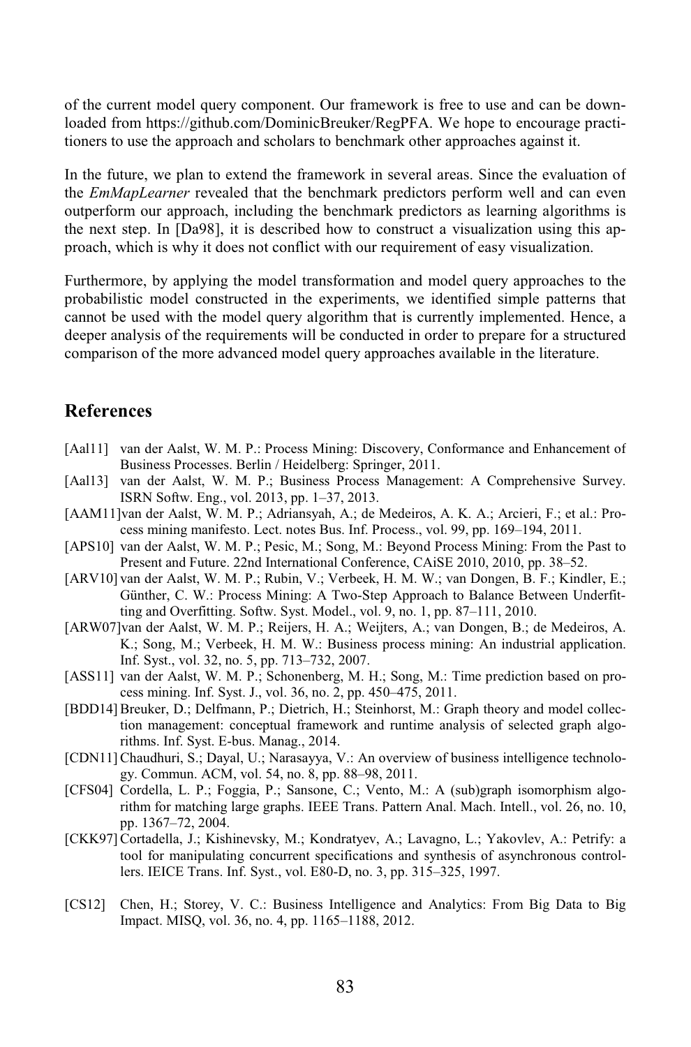of the current model query component. Our framework is free to use and can be downloaded from https://github.com/DominicBreuker/RegPFA. We hope to encourage practitioners to use the approach and scholars to benchmark other approaches against it.

In the future, we plan to extend the framework in several areas. Since the evaluation of the *EmMapLearner* revealed that the benchmark predictors perform well and can even outperform our approach, including the benchmark predictors as learning algorithms is the next step. In [Da98], it is described how to construct a visualization using this approach, which is why it does not conflict with our requirement of easy visualization.

Furthermore, by applying the model transformation and model query approaches to the probabilistic model constructed in the experiments, we identified simple patterns that cannot be used with the model query algorithm that is currently implemented. Hence, a deeper analysis of the requirements will be conducted in order to prepare for a structured comparison of the more advanced model query approaches available in the literature.

## References

[Aal11] van der Aalst, W. M. P.: Process Mining: Discovery, Conformance and Enhancement of Business Processes. Berlin / Heidelberg: Springer, 2011.

[Aal13] van der Aalst, W. M. P.; Business Process Management: A Comprehensive Survey. ISRN Softw. Eng., vol. 2013, pp. 1–37, 2013.

[AAM11] van der Aalst, W. M. P.; Adriansyah, A.; de Medeiros, A. K. A.; Arcieri, F.; et al.: Process mining manifesto. Lect. notes Bus. Inf. Process., vol. 99, pp. 169–194, 2011.

[APS10] van der Aalst, W. M. P.; Pesic, M.; Song, M.: Beyond Process Mining: From the Past to Present and Future. 22nd International Conference, CAiSE 2010, 2010, pp. 38–52.

[ARV10] van der Aalst, W. M. P.; Rubin, V.; Verbeek, H. M. W.; van Dongen, B. F.; Kindler, E.; Günther, C. W.: Process Mining: A Two-Step Approach to Balance Between Underfitting and Overfitting. Softw. Syst. Model., vol. 9, no. 1, pp. 87–111, 2010.

[ARW07] van der Aalst, W. M. P.; Reijers, H. A.; Weijters, A.; van Dongen, B.; de Medeiros, A. K.; Song, M.; Verbeek, H. M. W.: Business process mining: An industrial application. Inf. Syst., vol. 32, no. 5, pp. 713–732, 2007.

[ASS11] van der Aalst, W. M. P.; Schonenberg, M. H.; Song, M.: Time prediction based on process mining. Inf. Syst. J., vol. 36, no. 2, pp. 450–475, 2011.

[BDD14] Breuker, D.; Delfmann, P.; Dietrich, H.; Steinhorst, M.: Graph theory and model collection management: conceptual framework and runtime analysis of selected graph algorithms. Inf. Syst. E-bus. Manag., 2014.

[CDN11] Chaudhuri, S.; Dayal, U.; Narasayya, V.: An overview of business intelligence technology. Commun. ACM, vol. 54, no. 8, pp. 88–98, 2011.

[CFS04] Cordella, L. P.; Foggia, P.; Sansone, C.; Vento, M.: A (sub)graph isomorphism algorithm for matching large graphs. IEEE Trans. Pattern Anal. Mach. Intell., vol. 26, no. 10, pp. 1367–72, 2004.

[CKK97] Cortadella, J.; Kishinevsky, M.; Kondratyev, A.; Lavagno, L.; Yakovlev, A.: Petrify: a tool for manipulating concurrent specifications and synthesis of asynchronous controllers. IEICE Trans. Inf. Syst., vol. E80-D, no. 3, pp. 315–325, 1997.

[CS12] Chen, H.; Storey, V. C.: Business Intelligence and Analytics: From Big Data to Big Impact. MISQ, vol. 36, no. 4, pp. 1165–1188, 2012.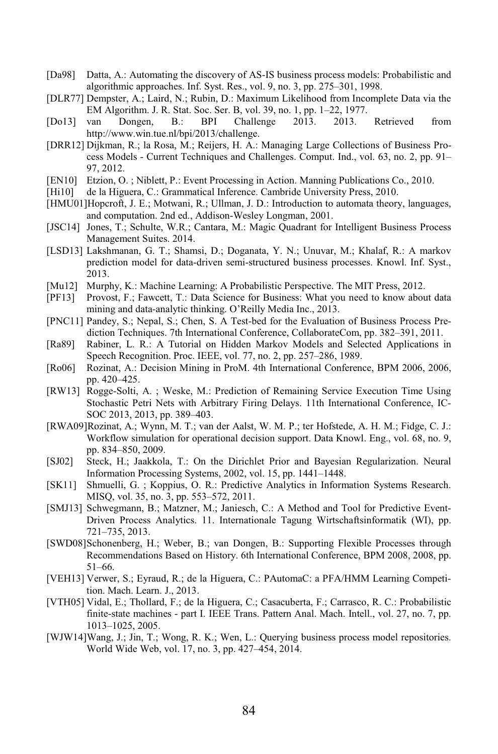[Da98] Datta, A.: Automating the discovery of AS-IS business process models: Probabilistic and algorithmic approaches. Inf. Syst. Res., vol. 9, no. 3, pp. 275–301, 1998.

[DLR77] Dempster, A.; Laird, N.; Rubin, D.: Maximum Likelihood from Incomplete Data via the EM Algorithm. J. R. Stat. Soc. Ser. B, vol. 39, no. 1, pp. 1–22, 1977.

[Do13] van Dongen, B.: BPI Challenge 2013. 2013. Retrieved from http://www.win.tue.nl/bpi/2013/challenge.

[DRR12] Dijkman, R.; la Rosa, M.; Reijers, H. A.: Managing Large Collections of Business Process Models - Current Techniques and Challenges. Comput. Ind., vol. 63, no. 2, pp. 91–97, 2012.

[EN10] Etzion, O. ; Niblett, P.: Event Processing in Action. Manning Publications Co., 2010.

[Hi10] de la Higuera, C.: Grammatical Inference. Cambride University Press, 2010.

[HMU01] Hopcroft, J. E.; Motwani, R.; Ullman, J. D.: Introduction to automata theory, languages, and computation. 2nd ed., Addison-Wesley Longman, 2001.

[JSC14] Jones, T.; Schulte, W.R.; Cantara, M.: Magic Quadrant for Intelligent Business Process Management Suites. 2014.

[LSD13] Lakshmanan, G. T.; Shamsi, D.; Doganata, Y. N.; Unuvar, M.; Khalaf, R.: A markov prediction model for data-driven semi-structured business processes. Knowl. Inf. Syst., 2013.

[Mu12] Murphy, K.: Machine Learning: A Probabilistic Perspective. The MIT Press, 2012.

[PF13] Provost, F.; Fawcett, T.: Data Science for Business: What you need to know about data mining and data-analytic thinking. O'Reilly Media Inc., 2013.

[PNC11] Pandey, S.; Nepal, S.; Chen, S. A Test-bed for the Evaluation of Business Process Prediction Techniques. 7th International Conference, CollaborateCom, pp. 382–391, 2011.

[Ra89] Rabiner, L. R.: A Tutorial on Hidden Markov Models and Selected Applications in Speech Recognition. Proc. IEEE, vol. 77, no. 2, pp. 257–286, 1989.

[Ro06] Rozinat, A.: Decision Mining in ProM. 4th International Conference, BPM 2006, 2006, pp. 420–425.

[RW13] Rogge-Solti, A. ; Weske, M.: Prediction of Remaining Service Execution Time Using Stochastic Petri Nets with Arbitrary Firing Delays. 11th International Conference, ICSOC 2013, 2013, pp. 389–403.

[RWA09] Rozinat, A.; Wynn, M. T.; van der Aalst, W. M. P.; ter Hofstede, A. H. M.; Fidge, C. J.: Workflow simulation for operational decision support. Data Knowl. Eng., vol. 68, no. 9, pp. 834–850, 2009.

[SJ02] Steck, H.; Jaakkola, T.: On the Dirichlet Prior and Bayesian Regularization. Neural Information Processing Systems, 2002, vol. 15, pp. 1441–1448.

[SK11] Shmueli, G. ; Koppius, O. R.: Predictive Analytics in Information Systems Research. MISQ, vol. 35, no. 3, pp. 553–572, 2011.

[SMJ13] Schwegmann, B.; Matzner, M.; Janiesch, C.: A Method and Tool for Predictive Event-Driven Process Analytics. 11. Internationale Tagung Wirtschaftsinformatik (WI), pp. 721–735, 2013.

[SWD08] Schonenberg, H.; Weber, B.; van Dongen, B.: Supporting Flexible Processes through Recommendations Based on History. 6th International Conference, BPM 2008, 2008, pp. 51–66.

[VEH13] Verwer, S.; Eyraud, R.; de la Higuera, C.: PAutomaC: a PFA/HMM Learning Competition. Mach. Learn. J., 2013.

[VTH05] Vidal, E.; Thollard, F.; de la Higuera, C.; Casacuberta, F.; Carrasco, R. C.: Probabilistic finite-state machines - part I. IEEE Trans. Pattern Anal. Mach. Intell., vol. 27, no. 7, pp. 1013–1025, 2005.

[WJW14] Wang, J.; Jin, T.; Wong, R. K.; Wen, L.: Querying business process model repositories. World Wide Web, vol. 17, no. 3, pp. 427–454, 2014.